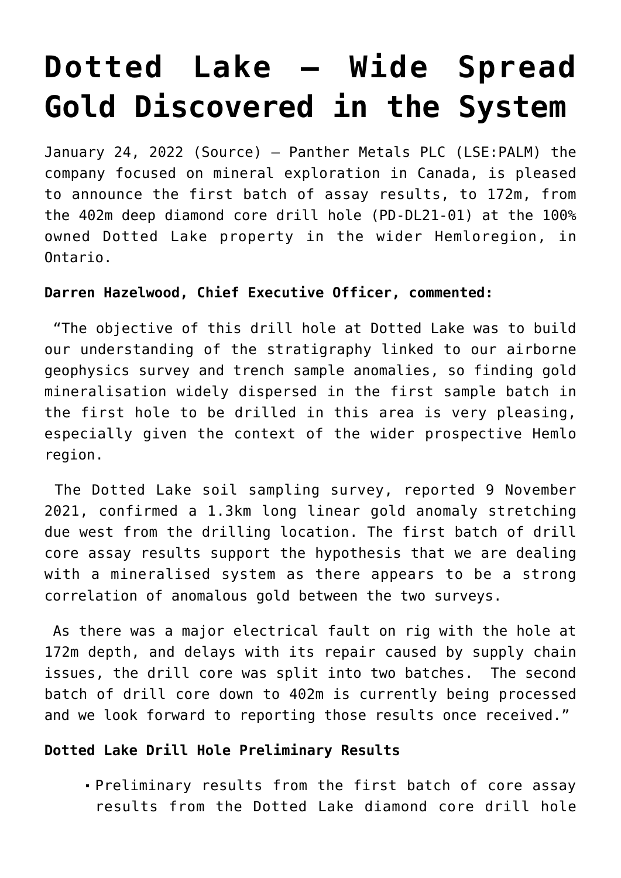# Dotted Lake – Wide Spread Gold Discovered in the System

January 24, 2022 (Source) — Panther Metals PLC (LSE:PALM) the company focused on mineral exploration in Canada, is pleased to announce the first batch of assay results, to 172m, from the 402m deep diamond core drill hole (PD-DL21-01) at the 100% owned Dotted Lake property in the wider Hemloregion, in Ontario.

**Darren Hazelwood, Chief Executive Officer, commented:**

"The objective of this drill hole at Dotted Lake was to build our understanding of the stratigraphy linked to our airborne geophysics survey and trench sample anomalies, so finding gold mineralisation widely dispersed in the first sample batch in the first hole to be drilled in this area is very pleasing, especially given the context of the wider prospective Hemlo region.

The Dotted Lake soil sampling survey, reported 9 November 2021, confirmed a 1.3km long linear gold anomaly stretching due west from the drilling location. The first batch of drill core assay results support the hypothesis that we are dealing with a mineralised system as there appears to be a strong correlation of anomalous gold between the two surveys.

As there was a major electrical fault on rig with the hole at 172m depth, and delays with its repair caused by supply chain issues, the drill core was split into two batches. The second batch of drill core down to 402m is currently being processed and we look forward to reporting those results once received."

**Dotted Lake Drill Hole Preliminary Results**

- Preliminary results from the first batch of core assay results from the Dotted Lake diamond core drill hole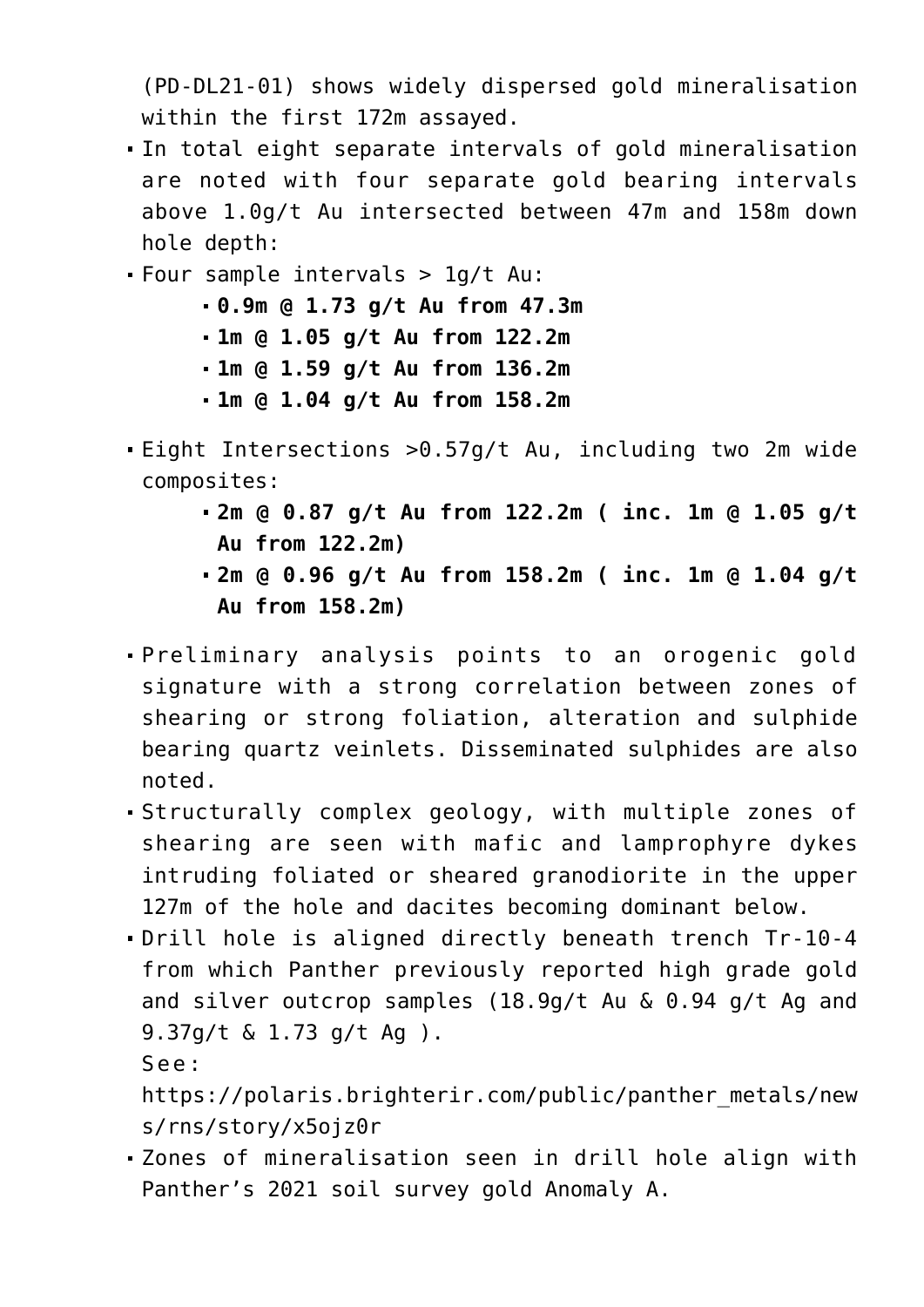(PD-DL21-01) shows widely dispersed gold mineralisation within the first 172m assayed.

- In total eight separate intervals of gold mineralisation are noted with four separate gold bearing intervals above 1.0g/t Au intersected between 47m and 158m down hole depth:
- Four sample intervals > 1g/t Au:
  - **0.9m @ 1.73 g/t Au from 47.3m**
  - **1m @ 1.05 g/t Au from 122.2m**
  - **1m @ 1.59 g/t Au from 136.2m**
  - **1m @ 1.04 g/t Au from 158.2m**
- Eight Intersections >0.57g/t Au, including two 2m wide composites:
  - **2m @ 0.87 g/t Au from 122.2m ( inc. 1m @ 1.05 g/t Au from 122.2m)**
  - **2m @ 0.96 g/t Au from 158.2m ( inc. 1m @ 1.04 g/t Au from 158.2m)**
- Preliminary analysis points to an orogenic gold signature with a strong correlation between zones of shearing or strong foliation, alteration and sulphide bearing quartz veinlets. Disseminated sulphides are also noted.
- Structurally complex geology, with multiple zones of shearing are seen with mafic and lamprophyre dykes intruding foliated or sheared granodiorite in the upper 127m of the hole and dacites becoming dominant below.
- Drill hole is aligned directly beneath trench Tr-10-4 from which Panther previously reported high grade gold and silver outcrop samples (18.9g/t Au & 0.94 g/t Ag and 9.37g/t & 1.73 g/t Ag ).
  See:
  https://polaris.brighterir.com/public/panther_metals/news/rns/story/x5ojz0r
- Zones of mineralisation seen in drill hole align with Panther's 2021 soil survey gold Anomaly A.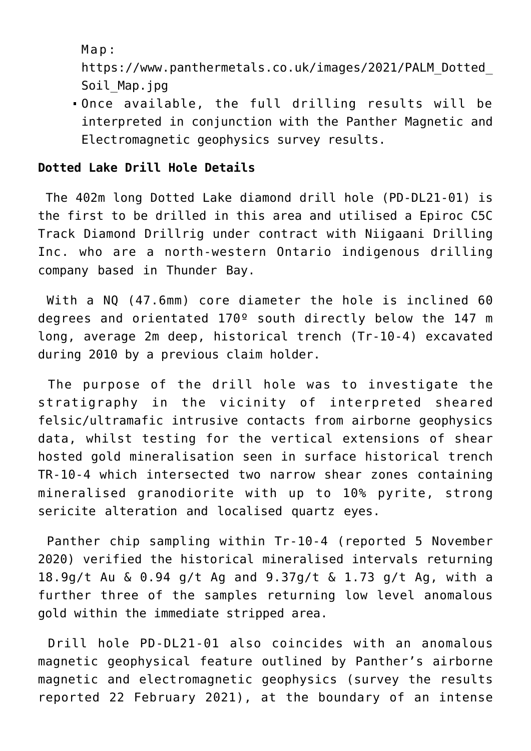Map: https://www.panthermetals.co.uk/images/2021/PALM_Dotted_Soil_Map.jpg

- Once available, the full drilling results will be interpreted in conjunction with the Panther Magnetic and Electromagnetic geophysics survey results.

**Dotted Lake Drill Hole Details**

The 402m long Dotted Lake diamond drill hole (PD-DL21-01) is the first to be drilled in this area and utilised a Epiroc C5C Track Diamond Drillrig under contract with Niigaani Drilling Inc. who are a north-western Ontario indigenous drilling company based in Thunder Bay.

With a NQ (47.6mm) core diameter the hole is inclined 60 degrees and orientated 170º south directly below the 147 m long, average 2m deep, historical trench (Tr-10-4) excavated during 2010 by a previous claim holder.

The purpose of the drill hole was to investigate the stratigraphy in the vicinity of interpreted sheared felsic/ultramafic intrusive contacts from airborne geophysics data, whilst testing for the vertical extensions of shear hosted gold mineralisation seen in surface historical trench TR-10-4 which intersected two narrow shear zones containing mineralised granodiorite with up to 10% pyrite, strong sericite alteration and localised quartz eyes.

Panther chip sampling within Tr-10-4 (reported 5 November 2020) verified the historical mineralised intervals returning 18.9g/t Au & 0.94 g/t Ag and 9.37g/t & 1.73 g/t Ag, with a further three of the samples returning low level anomalous gold within the immediate stripped area.

Drill hole PD-DL21-01 also coincides with an anomalous magnetic geophysical feature outlined by Panther's airborne magnetic and electromagnetic geophysics (survey the results reported 22 February 2021), at the boundary of an intense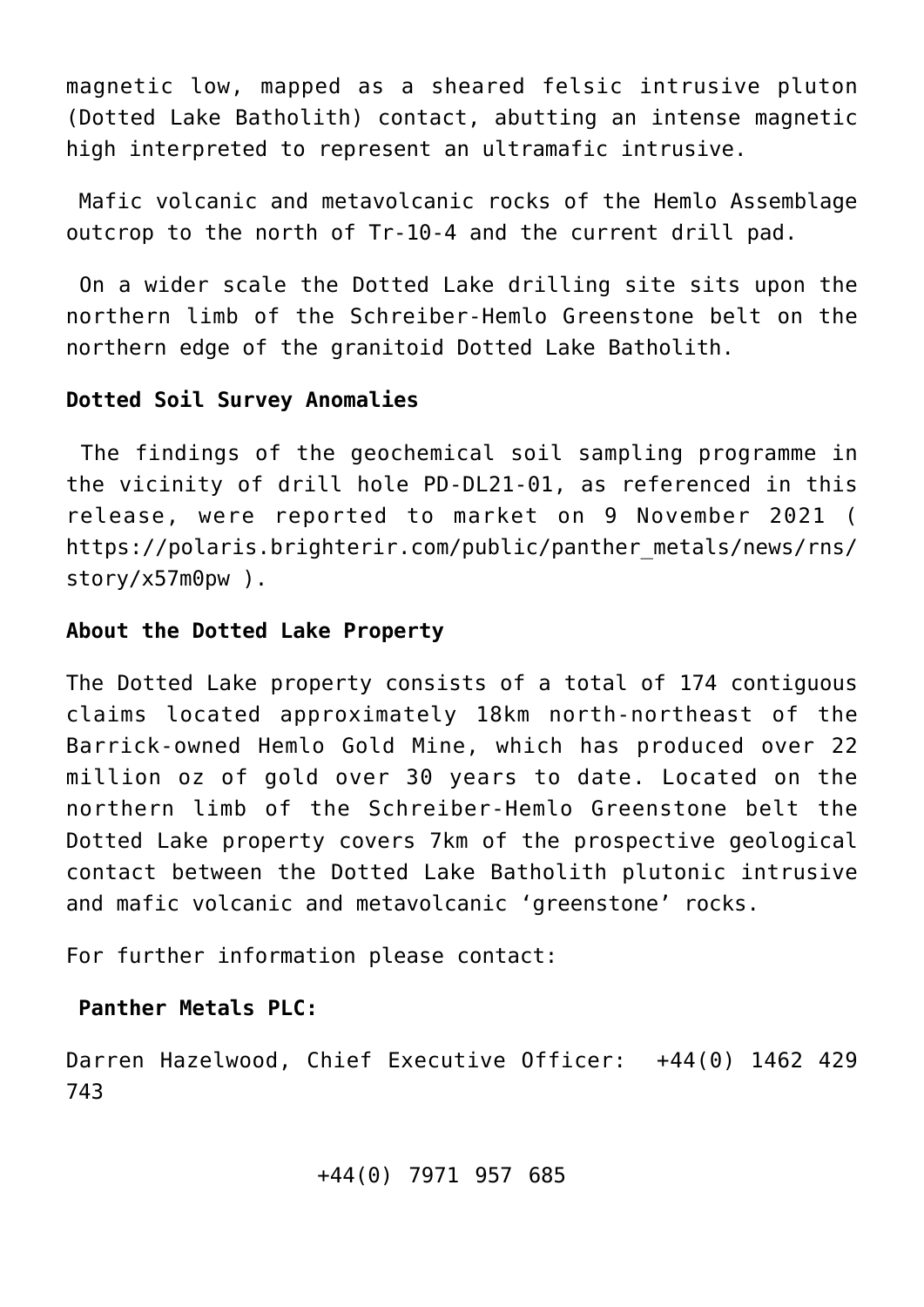magnetic low, mapped as a sheared felsic intrusive pluton (Dotted Lake Batholith) contact, abutting an intense magnetic high interpreted to represent an ultramafic intrusive.

Mafic volcanic and metavolcanic rocks of the Hemlo Assemblage outcrop to the north of Tr-10-4 and the current drill pad.

On a wider scale the Dotted Lake drilling site sits upon the northern limb of the Schreiber-Hemlo Greenstone belt on the northern edge of the granitoid Dotted Lake Batholith.

**Dotted Soil Survey Anomalies**

The findings of the geochemical soil sampling programme in the vicinity of drill hole PD-DL21-01, as referenced in this release, were reported to market on 9 November 2021 ( https://polaris.brighterir.com/public/panther_metals/news/rns/story/x57m0pw ).

**About the Dotted Lake Property**

The Dotted Lake property consists of a total of 174 contiguous claims located approximately 18km north-northeast of the Barrick-owned Hemlo Gold Mine, which has produced over 22 million oz of gold over 30 years to date. Located on the northern limb of the Schreiber-Hemlo Greenstone belt the Dotted Lake property covers 7km of the prospective geological contact between the Dotted Lake Batholith plutonic intrusive and mafic volcanic and metavolcanic 'greenstone' rocks.

For further information please contact:

**Panther Metals PLC:**

Darren Hazelwood, Chief Executive Officer: +44(0) 1462 429 743

+44(0) 7971 957 685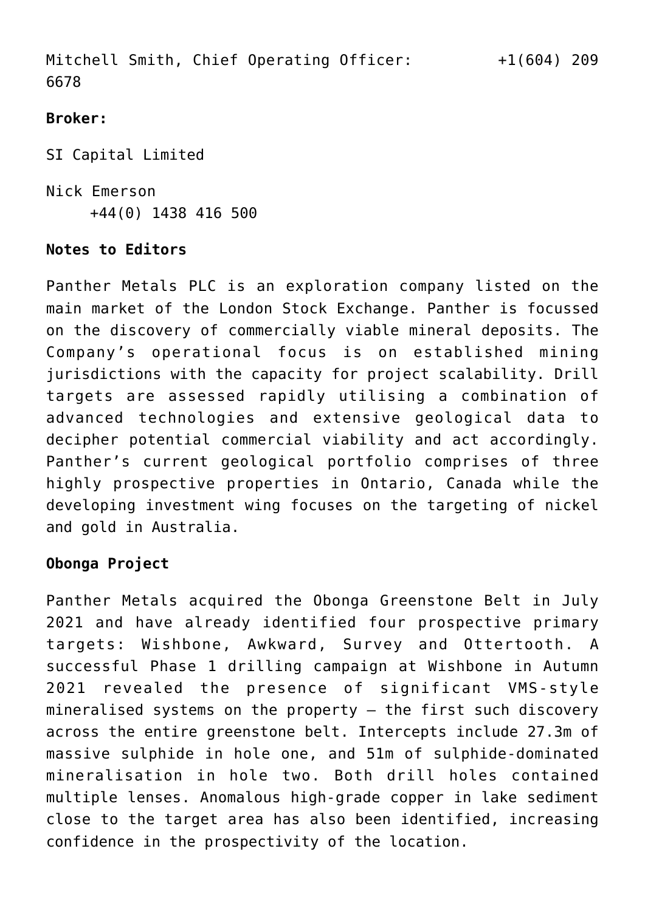Mitchell Smith, Chief Operating Officer: +1(604) 209 6678

**Broker:**

SI Capital Limited

Nick Emerson
+44(0) 1438 416 500

**Notes to Editors**

Panther Metals PLC is an exploration company listed on the main market of the London Stock Exchange. Panther is focussed on the discovery of commercially viable mineral deposits. The Company's operational focus is on established mining jurisdictions with the capacity for project scalability. Drill targets are assessed rapidly utilising a combination of advanced technologies and extensive geological data to decipher potential commercial viability and act accordingly. Panther's current geological portfolio comprises of three highly prospective properties in Ontario, Canada while the developing investment wing focuses on the targeting of nickel and gold in Australia.

**Obonga Project**

Panther Metals acquired the Obonga Greenstone Belt in July 2021 and have already identified four prospective primary targets: Wishbone, Awkward, Survey and Ottertooth. A successful Phase 1 drilling campaign at Wishbone in Autumn 2021 revealed the presence of significant VMS-style mineralised systems on the property – the first such discovery across the entire greenstone belt. Intercepts include 27.3m of massive sulphide in hole one, and 51m of sulphide-dominated mineralisation in hole two. Both drill holes contained multiple lenses. Anomalous high-grade copper in lake sediment close to the target area has also been identified, increasing confidence in the prospectivity of the location.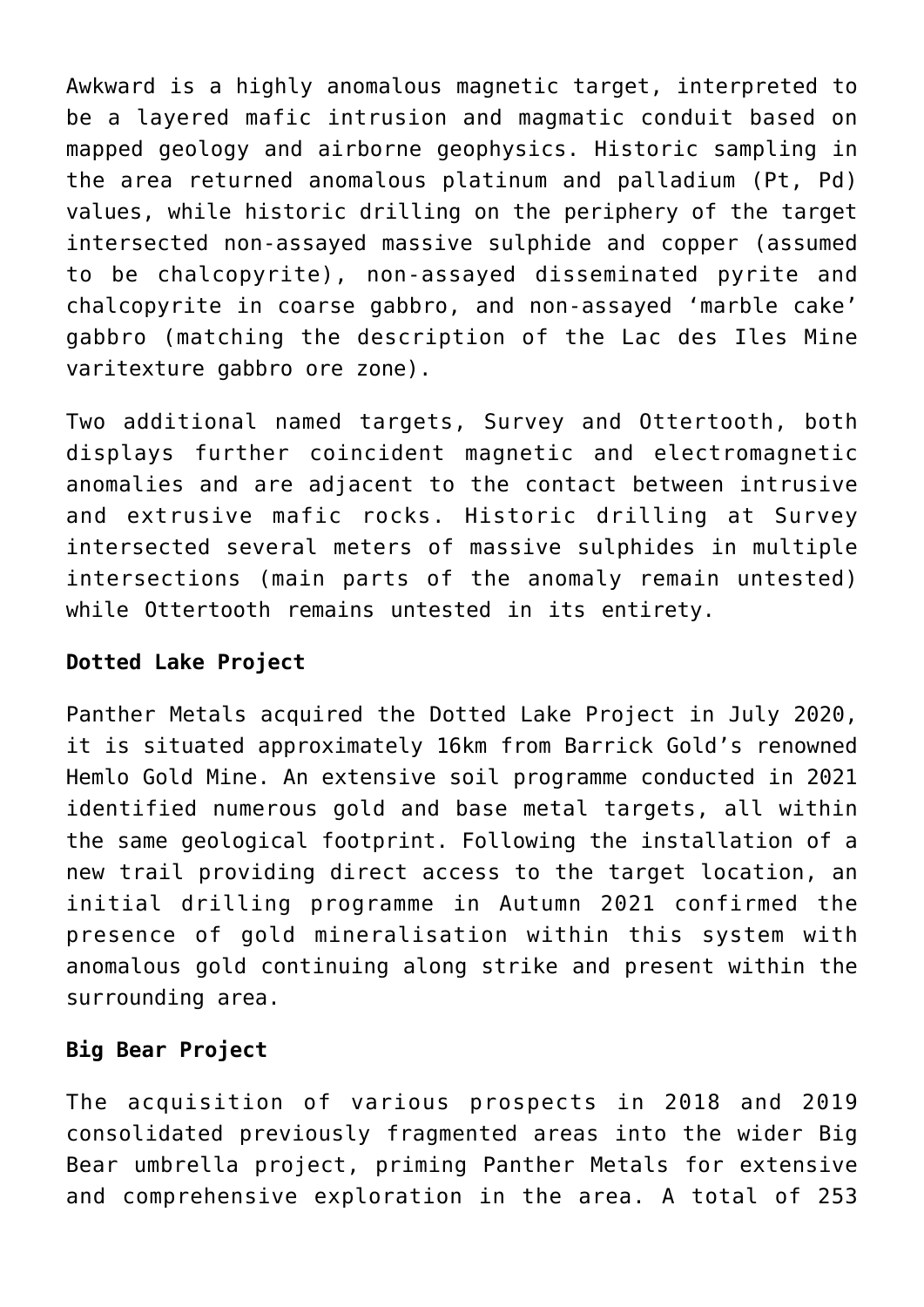Awkward is a highly anomalous magnetic target, interpreted to be a layered mafic intrusion and magmatic conduit based on mapped geology and airborne geophysics. Historic sampling in the area returned anomalous platinum and palladium (Pt, Pd) values, while historic drilling on the periphery of the target intersected non-assayed massive sulphide and copper (assumed to be chalcopyrite), non-assayed disseminated pyrite and chalcopyrite in coarse gabbro, and non-assayed 'marble cake' gabbro (matching the description of the Lac des Iles Mine varitexture gabbro ore zone).

Two additional named targets, Survey and Ottertooth, both displays further coincident magnetic and electromagnetic anomalies and are adjacent to the contact between intrusive and extrusive mafic rocks. Historic drilling at Survey intersected several meters of massive sulphides in multiple intersections (main parts of the anomaly remain untested) while Ottertooth remains untested in its entirety.

**Dotted Lake Project**

Panther Metals acquired the Dotted Lake Project in July 2020, it is situated approximately 16km from Barrick Gold's renowned Hemlo Gold Mine. An extensive soil programme conducted in 2021 identified numerous gold and base metal targets, all within the same geological footprint. Following the installation of a new trail providing direct access to the target location, an initial drilling programme in Autumn 2021 confirmed the presence of gold mineralisation within this system with anomalous gold continuing along strike and present within the surrounding area.

**Big Bear Project**

The acquisition of various prospects in 2018 and 2019 consolidated previously fragmented areas into the wider Big Bear umbrella project, priming Panther Metals for extensive and comprehensive exploration in the area. A total of 253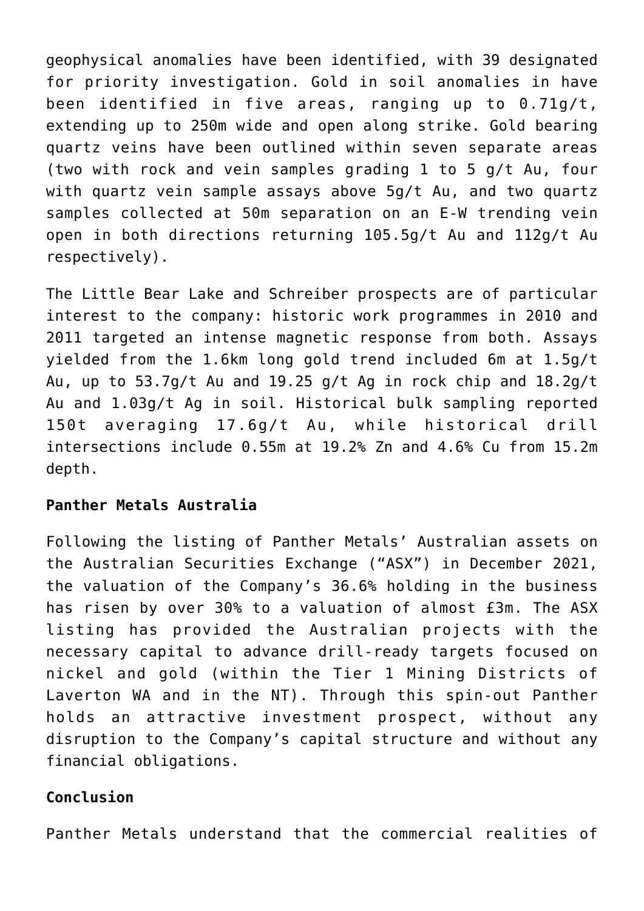geophysical anomalies have been identified, with 39 designated for priority investigation. Gold in soil anomalies in have been identified in five areas, ranging up to 0.71g/t, extending up to 250m wide and open along strike. Gold bearing quartz veins have been outlined within seven separate areas (two with rock and vein samples grading 1 to 5 g/t Au, four with quartz vein sample assays above 5g/t Au, and two quartz samples collected at 50m separation on an E-W trending vein open in both directions returning 105.5g/t Au and 112g/t Au respectively).

The Little Bear Lake and Schreiber prospects are of particular interest to the company: historic work programmes in 2010 and 2011 targeted an intense magnetic response from both. Assays yielded from the 1.6km long gold trend included 6m at 1.5g/t Au, up to 53.7g/t Au and 19.25 g/t Ag in rock chip and 18.2g/t Au and 1.03g/t Ag in soil. Historical bulk sampling reported 150t averaging 17.6g/t Au, while historical drill intersections include 0.55m at 19.2% Zn and 4.6% Cu from 15.2m depth.

**Panther Metals Australia**

Following the listing of Panther Metals' Australian assets on the Australian Securities Exchange ("ASX") in December 2021, the valuation of the Company's 36.6% holding in the business has risen by over 30% to a valuation of almost £3m. The ASX listing has provided the Australian projects with the necessary capital to advance drill-ready targets focused on nickel and gold (within the Tier 1 Mining Districts of Laverton WA and in the NT). Through this spin-out Panther holds an attractive investment prospect, without any disruption to the Company's capital structure and without any financial obligations.

**Conclusion**

Panther Metals understand that the commercial realities of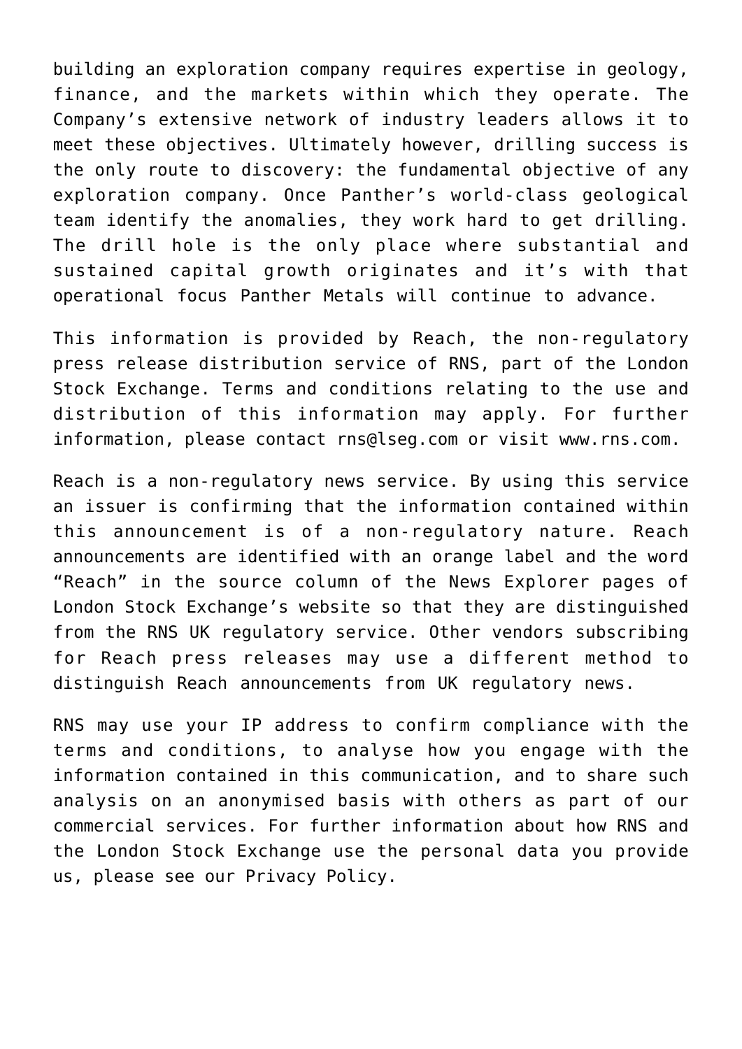building an exploration company requires expertise in geology, finance, and the markets within which they operate. The Company's extensive network of industry leaders allows it to meet these objectives. Ultimately however, drilling success is the only route to discovery: the fundamental objective of any exploration company. Once Panther's world-class geological team identify the anomalies, they work hard to get drilling. The drill hole is the only place where substantial and sustained capital growth originates and it's with that operational focus Panther Metals will continue to advance.

This information is provided by Reach, the non-regulatory press release distribution service of RNS, part of the London Stock Exchange. Terms and conditions relating to the use and distribution of this information may apply. For further information, please contact rns@lseg.com or visit www.rns.com.

Reach is a non-regulatory news service. By using this service an issuer is confirming that the information contained within this announcement is of a non-regulatory nature. Reach announcements are identified with an orange label and the word "Reach" in the source column of the News Explorer pages of London Stock Exchange's website so that they are distinguished from the RNS UK regulatory service. Other vendors subscribing for Reach press releases may use a different method to distinguish Reach announcements from UK regulatory news.

RNS may use your IP address to confirm compliance with the terms and conditions, to analyse how you engage with the information contained in this communication, and to share such analysis on an anonymised basis with others as part of our commercial services. For further information about how RNS and the London Stock Exchange use the personal data you provide us, please see our Privacy Policy.